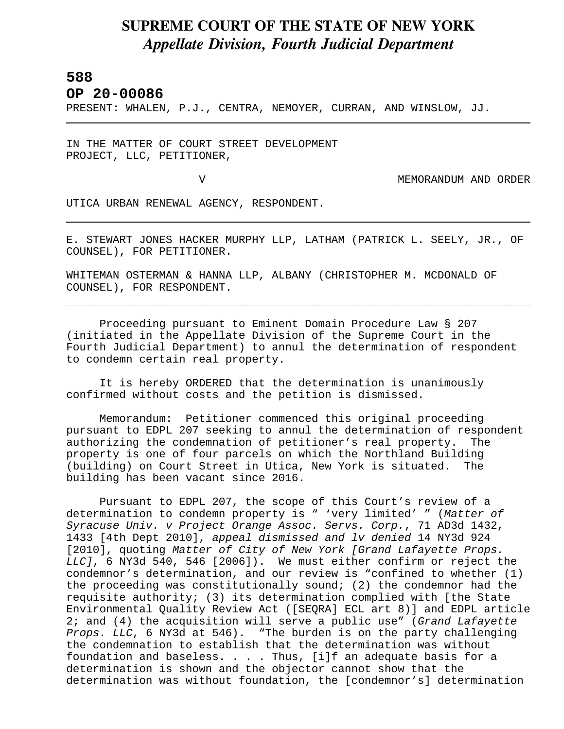# SUPREME COURT OF THE STATE OF NEW YORK
## *Appellate Division, Fourth Judicial Department*

**588**

**OP 20-00086**

PRESENT: WHALEN, P.J., CENTRA, NEMOYER, CURRAN, AND WINSLOW, JJ.

---

IN THE MATTER OF COURT STREET DEVELOPMENT PROJECT, LLC, PETITIONER,

V MEMORANDUM AND ORDER

UTICA URBAN RENEWAL AGENCY, RESPONDENT.

---

E. STEWART JONES HACKER MURPHY LLP, LATHAM (PATRICK L. SEELY, JR., OF COUNSEL), FOR PETITIONER.

WHITEMAN OSTERMAN & HANNA LLP, ALBANY (CHRISTOPHER M. MCDONALD OF COUNSEL), FOR RESPONDENT.

---

Proceeding pursuant to Eminent Domain Procedure Law § 207 (initiated in the Appellate Division of the Supreme Court in the Fourth Judicial Department) to annul the determination of respondent to condemn certain real property.

It is hereby ORDERED that the determination is unanimously confirmed without costs and the petition is dismissed.

Memorandum: Petitioner commenced this original proceeding pursuant to EDPL 207 seeking to annul the determination of respondent authorizing the condemnation of petitioner's real property. The property is one of four parcels on which the Northland Building (building) on Court Street in Utica, New York is situated. The building has been vacant since 2016.

Pursuant to EDPL 207, the scope of this Court's review of a determination to condemn property is " 'very limited' " (*Matter of Syracuse Univ. v Project Orange Assoc. Servs. Corp.*, 71 AD3d 1432, 1433 [4th Dept 2010], *appeal dismissed and lv denied* 14 NY3d 924 [2010], quoting *Matter of City of New York [Grand Lafayette Props. LLC]*, 6 NY3d 540, 546 [2006]). We must either confirm or reject the condemnor's determination, and our review is "confined to whether (1) the proceeding was constitutionally sound; (2) the condemnor had the requisite authority; (3) its determination complied with [the State Environmental Quality Review Act ([SEQRA] ECL art 8)] and EDPL article 2; and (4) the acquisition will serve a public use" (*Grand Lafayette Props. LLC*, 6 NY3d at 546). "The burden is on the party challenging the condemnation to establish that the determination was without foundation and baseless. . . . Thus, [i]f an adequate basis for a determination is shown and the objector cannot show that the determination was without foundation, the [condemnor's] determination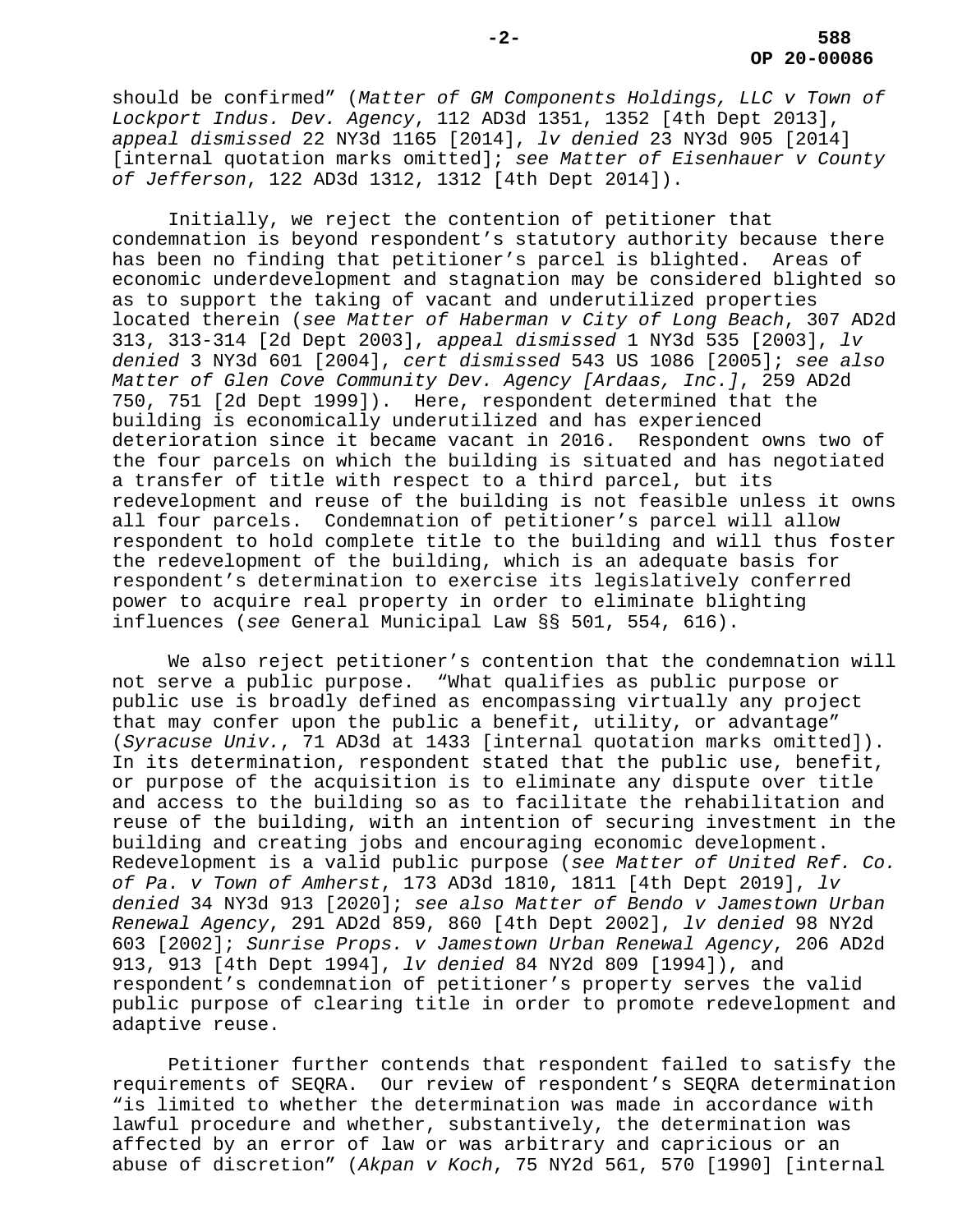should be confirmed" (*Matter of GM Components Holdings, LLC v Town of Lockport Indus. Dev. Agency*, 112 AD3d 1351, 1352 [4th Dept 2013], *appeal dismissed* 22 NY3d 1165 [2014], *lv denied* 23 NY3d 905 [2014] [internal quotation marks omitted]; *see Matter of Eisenhauer v County of Jefferson*, 122 AD3d 1312, 1312 [4th Dept 2014]).

Initially, we reject the contention of petitioner that condemnation is beyond respondent's statutory authority because there has been no finding that petitioner's parcel is blighted. Areas of economic underdevelopment and stagnation may be considered blighted so as to support the taking of vacant and underutilized properties located therein (*see Matter of Haberman v City of Long Beach*, 307 AD2d 313, 313-314 [2d Dept 2003], *appeal dismissed* 1 NY3d 535 [2003], *lv denied* 3 NY3d 601 [2004], *cert dismissed* 543 US 1086 [2005]; *see also Matter of Glen Cove Community Dev. Agency [Ardaas, Inc.]*, 259 AD2d 750, 751 [2d Dept 1999]). Here, respondent determined that the building is economically underutilized and has experienced deterioration since it became vacant in 2016. Respondent owns two of the four parcels on which the building is situated and has negotiated a transfer of title with respect to a third parcel, but its redevelopment and reuse of the building is not feasible unless it owns all four parcels. Condemnation of petitioner's parcel will allow respondent to hold complete title to the building and will thus foster the redevelopment of the building, which is an adequate basis for respondent's determination to exercise its legislatively conferred power to acquire real property in order to eliminate blighting influences (*see* General Municipal Law §§ 501, 554, 616).

We also reject petitioner's contention that the condemnation will not serve a public purpose. "What qualifies as public purpose or public use is broadly defined as encompassing virtually any project that may confer upon the public a benefit, utility, or advantage" (*Syracuse Univ.*, 71 AD3d at 1433 [internal quotation marks omitted]). In its determination, respondent stated that the public use, benefit, or purpose of the acquisition is to eliminate any dispute over title and access to the building so as to facilitate the rehabilitation and reuse of the building, with an intention of securing investment in the building and creating jobs and encouraging economic development. Redevelopment is a valid public purpose (*see Matter of United Ref. Co. of Pa. v Town of Amherst*, 173 AD3d 1810, 1811 [4th Dept 2019], *lv denied* 34 NY3d 913 [2020]; *see also Matter of Bendo v Jamestown Urban Renewal Agency*, 291 AD2d 859, 860 [4th Dept 2002], *lv denied* 98 NY2d 603 [2002]; *Sunrise Props. v Jamestown Urban Renewal Agency*, 206 AD2d 913, 913 [4th Dept 1994], *lv denied* 84 NY2d 809 [1994]), and respondent's condemnation of petitioner's property serves the valid public purpose of clearing title in order to promote redevelopment and adaptive reuse.

Petitioner further contends that respondent failed to satisfy the requirements of SEQRA. Our review of respondent's SEQRA determination "is limited to whether the determination was made in accordance with lawful procedure and whether, substantively, the determination was affected by an error of law or was arbitrary and capricious or an abuse of discretion" (*Akpan v Koch*, 75 NY2d 561, 570 [1990] [internal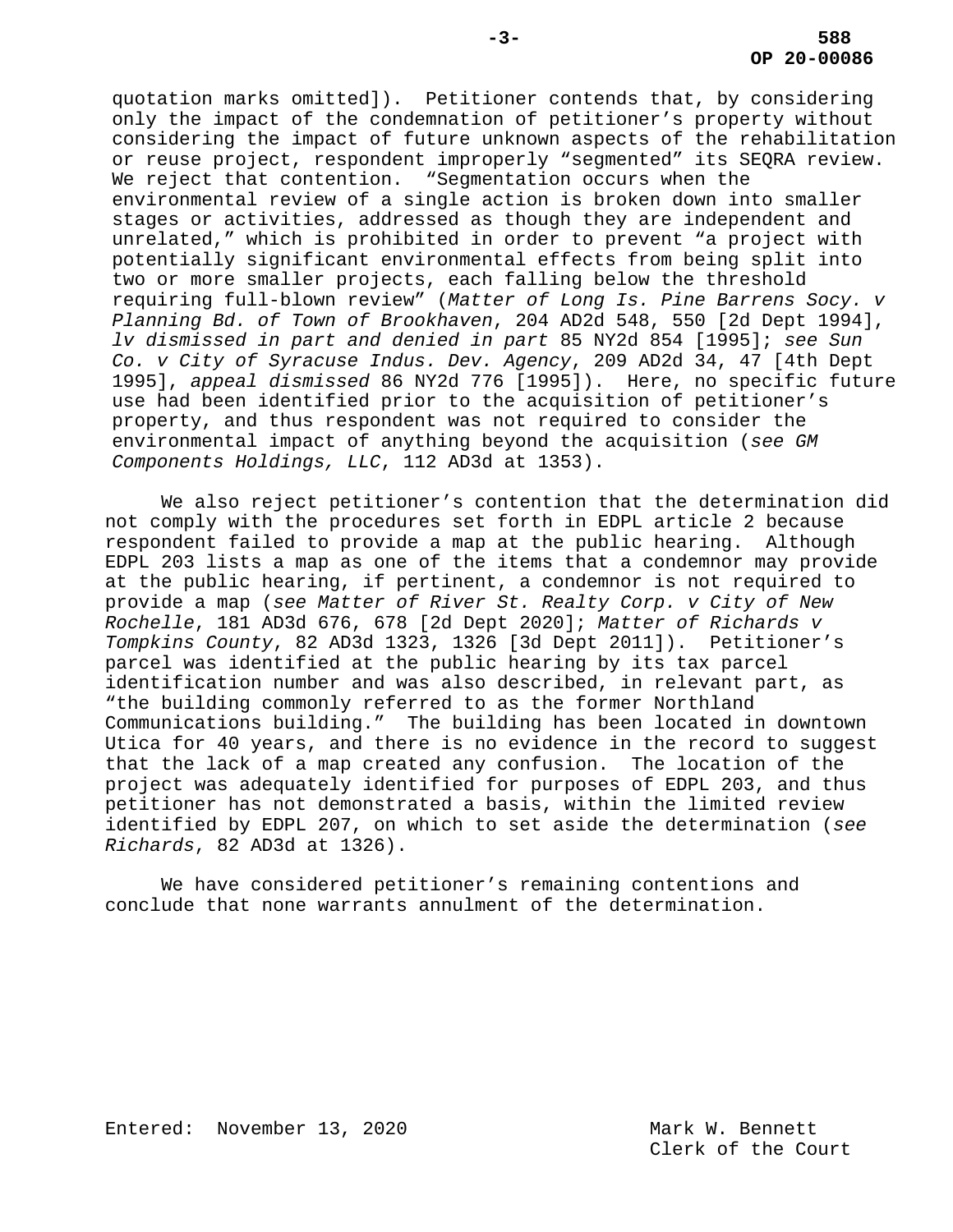quotation marks omitted]). Petitioner contends that, by considering only the impact of the condemnation of petitioner's property without considering the impact of future unknown aspects of the rehabilitation or reuse project, respondent improperly "segmented" its SEQRA review. We reject that contention. "Segmentation occurs when the environmental review of a single action is broken down into smaller stages or activities, addressed as though they are independent and unrelated," which is prohibited in order to prevent "a project with potentially significant environmental effects from being split into two or more smaller projects, each falling below the threshold requiring full-blown review" (*Matter of Long Is. Pine Barrens Socy. v Planning Bd. of Town of Brookhaven*, 204 AD2d 548, 550 [2d Dept 1994], *lv dismissed in part and denied in part* 85 NY2d 854 [1995]; *see Sun Co. v City of Syracuse Indus. Dev. Agency*, 209 AD2d 34, 47 [4th Dept 1995], *appeal dismissed* 86 NY2d 776 [1995]). Here, no specific future use had been identified prior to the acquisition of petitioner's property, and thus respondent was not required to consider the environmental impact of anything beyond the acquisition (*see GM Components Holdings, LLC*, 112 AD3d at 1353).

We also reject petitioner's contention that the determination did not comply with the procedures set forth in EDPL article 2 because respondent failed to provide a map at the public hearing. Although EDPL 203 lists a map as one of the items that a condemnor may provide at the public hearing, if pertinent, a condemnor is not required to provide a map (*see Matter of River St. Realty Corp. v City of New Rochelle*, 181 AD3d 676, 678 [2d Dept 2020]; *Matter of Richards v Tompkins County*, 82 AD3d 1323, 1326 [3d Dept 2011]). Petitioner's parcel was identified at the public hearing by its tax parcel identification number and was also described, in relevant part, as "the building commonly referred to as the former Northland Communications building." The building has been located in downtown Utica for 40 years, and there is no evidence in the record to suggest that the lack of a map created any confusion. The location of the project was adequately identified for purposes of EDPL 203, and thus petitioner has not demonstrated a basis, within the limited review identified by EDPL 207, on which to set aside the determination (*see Richards*, 82 AD3d at 1326).

We have considered petitioner's remaining contentions and conclude that none warrants annulment of the determination.

Entered: November 13, 2020

Mark W. Bennett
Clerk of the Court